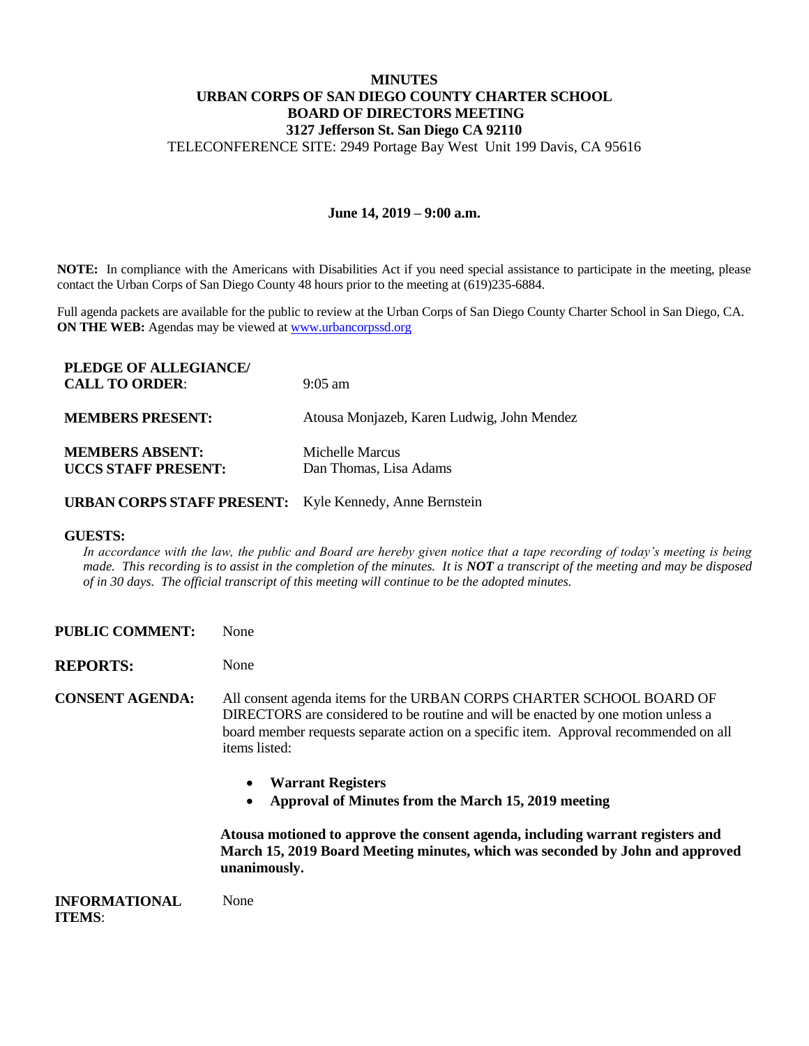# MINUTES
# URBAN CORPS OF SAN DIEGO COUNTY CHARTER SCHOOL
# BOARD OF DIRECTORS MEETING
**3127 Jefferson St. San Diego CA 92110**

TELECONFERENCE SITE: 2949 Portage Bay West Unit 199 Davis, CA 95616

**June 14, 2019 – 9:00 a.m.**

**NOTE:** In compliance with the Americans with Disabilities Act if you need special assistance to participate in the meeting, please contact the Urban Corps of San Diego County 48 hours prior to the meeting at (619)235-6884.

Full agenda packets are available for the public to review at the Urban Corps of San Diego County Charter School in San Diego, CA.
**ON THE WEB:** Agendas may be viewed at www.urbancorpssd.org

**PLEDGE OF ALLEGIANCE/ CALL TO ORDER**: 9:05 am

**MEMBERS PRESENT:** Atousa Monjazeb, Karen Ludwig, John Mendez

**MEMBERS ABSENT:** Michelle Marcus

**UCCS STAFF PRESENT:** Dan Thomas, Lisa Adams

**URBAN CORPS STAFF PRESENT:** Kyle Kennedy, Anne Bernstein

**GUESTS:**

*In accordance with the law, the public and Board are hereby given notice that a tape recording of today's meeting is being made. This recording is to assist in the completion of the minutes. It is **NOT** a transcript of the meeting and may be disposed of in 30 days. The official transcript of this meeting will continue to be the adopted minutes.*

**PUBLIC COMMENT:** None

**REPORTS:** None

**CONSENT AGENDA:** All consent agenda items for the URBAN CORPS CHARTER SCHOOL BOARD OF DIRECTORS are considered to be routine and will be enacted by one motion unless a board member requests separate action on a specific item. Approval recommended on all items listed:

- **Warrant Registers**
- **Approval of Minutes from the March 15, 2019 meeting**

**Atousa motioned to approve the consent agenda, including warrant registers and March 15, 2019 Board Meeting minutes, which was seconded by John and approved unanimously.**

**INFORMATIONAL ITEMS**: None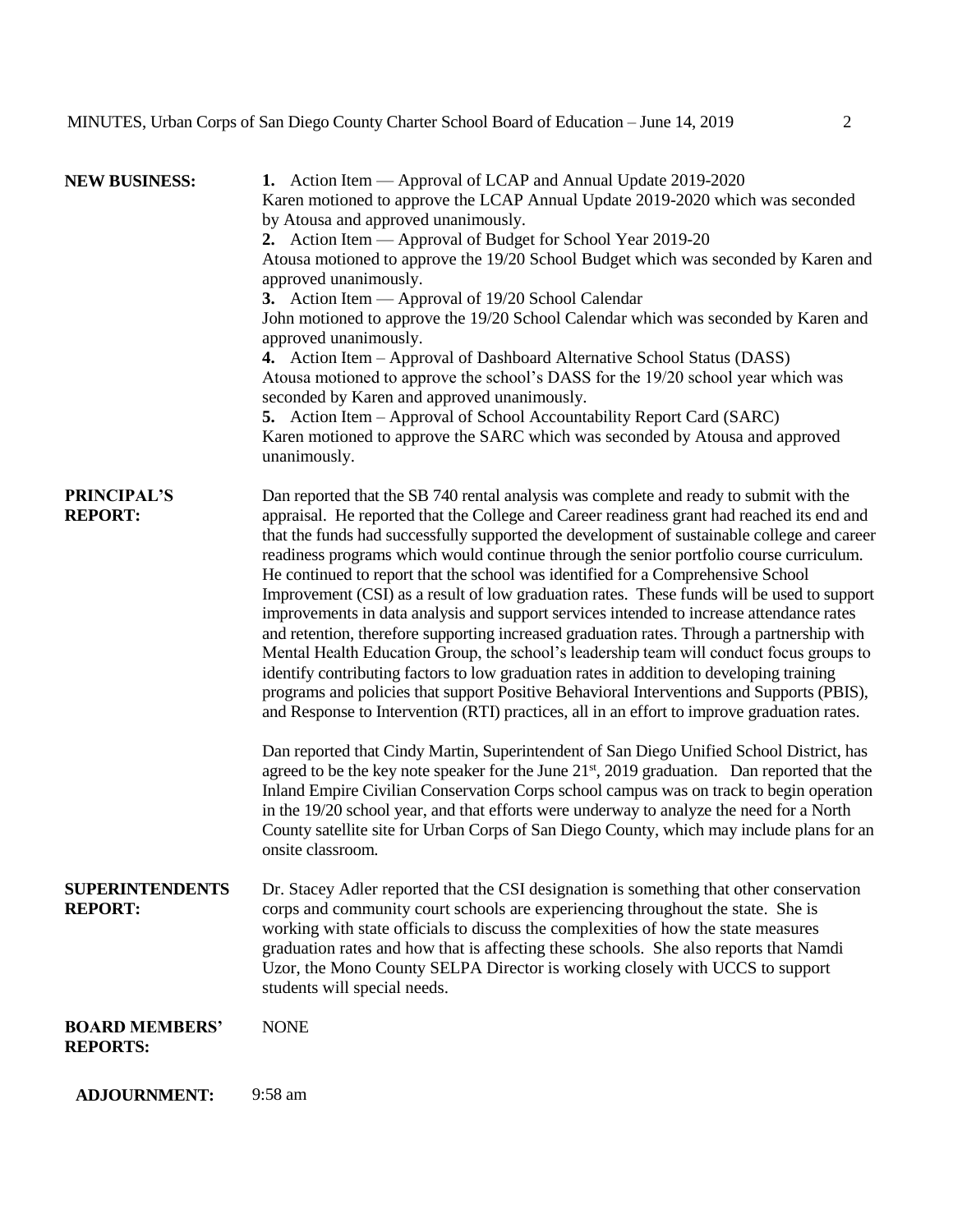**NEW BUSINESS:**

1. Action Item — Approval of LCAP and Annual Update 2019-2020
Karen motioned to approve the LCAP Annual Update 2019-2020 which was seconded by Atousa and approved unanimously.
2. Action Item — Approval of Budget for School Year 2019-20
Atousa motioned to approve the 19/20 School Budget which was seconded by Karen and approved unanimously.
3. Action Item — Approval of 19/20 School Calendar
John motioned to approve the 19/20 School Calendar which was seconded by Karen and approved unanimously.
4. Action Item – Approval of Dashboard Alternative School Status (DASS)
Atousa motioned to approve the school's DASS for the 19/20 school year which was seconded by Karen and approved unanimously.
5. Action Item – Approval of School Accountability Report Card (SARC)
Karen motioned to approve the SARC which was seconded by Atousa and approved unanimously.

**PRINCIPAL'S REPORT:**

Dan reported that the SB 740 rental analysis was complete and ready to submit with the appraisal. He reported that the College and Career readiness grant had reached its end and that the funds had successfully supported the development of sustainable college and career readiness programs which would continue through the senior portfolio course curriculum. He continued to report that the school was identified for a Comprehensive School Improvement (CSI) as a result of low graduation rates. These funds will be used to support improvements in data analysis and support services intended to increase attendance rates and retention, therefore supporting increased graduation rates. Through a partnership with Mental Health Education Group, the school's leadership team will conduct focus groups to identify contributing factors to low graduation rates in addition to developing training programs and policies that support Positive Behavioral Interventions and Supports (PBIS), and Response to Intervention (RTI) practices, all in an effort to improve graduation rates.

Dan reported that Cindy Martin, Superintendent of San Diego Unified School District, has agreed to be the key note speaker for the June 21st, 2019 graduation. Dan reported that the Inland Empire Civilian Conservation Corps school campus was on track to begin operation in the 19/20 school year, and that efforts were underway to analyze the need for a North County satellite site for Urban Corps of San Diego County, which may include plans for an onsite classroom.

**SUPERINTENDENTS REPORT:**

Dr. Stacey Adler reported that the CSI designation is something that other conservation corps and community court schools are experiencing throughout the state. She is working with state officials to discuss the complexities of how the state measures graduation rates and how that is affecting these schools. She also reports that Namdi Uzor, the Mono County SELPA Director is working closely with UCCS to support students will special needs.

**BOARD MEMBERS' REPORTS:**

NONE

**ADJOURNMENT:** 9:58 am